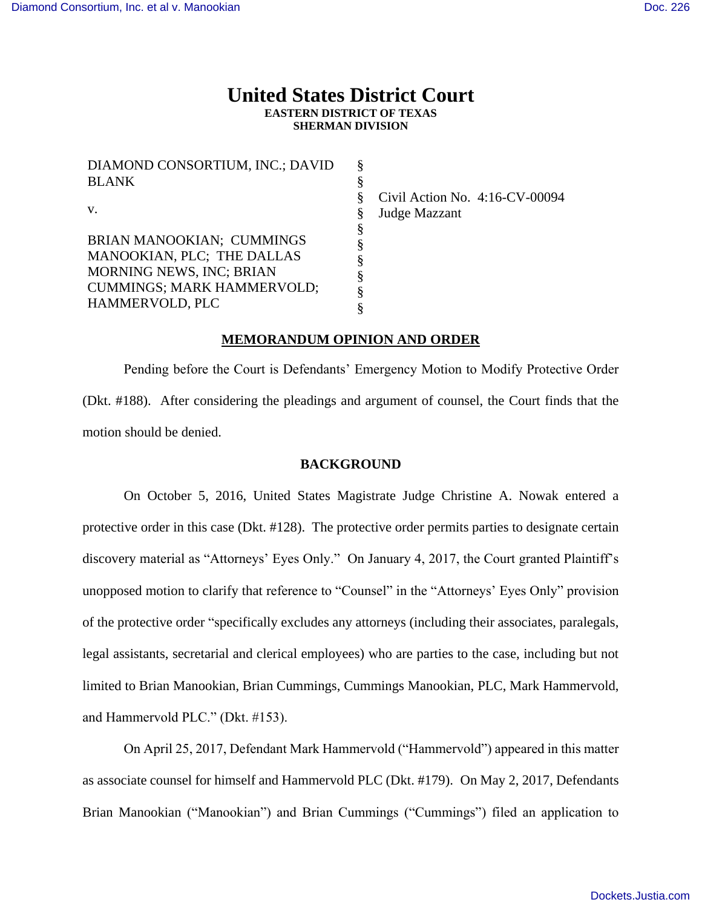# United States District Court
**EASTERN DISTRICT OF TEXAS**
**SHERMAN DIVISION**

| | | |
|---|---|---|
| DIAMOND CONSORTIUM, INC.; DAVID BLANK | § | |
| | § | Civil Action No. 4:16-CV-00094 |
| v. | § | Judge Mazzant |
| | § | |
| BRIAN MANOOKIAN; CUMMINGS MANOOKIAN, PLC; THE DALLAS MORNING NEWS, INC; BRIAN CUMMINGS; MARK HAMMERVOLD; HAMMERVOLD, PLC | § | |

## MEMORANDUM OPINION AND ORDER

Pending before the Court is Defendants' Emergency Motion to Modify Protective Order (Dkt. #188). After considering the pleadings and argument of counsel, the Court finds that the motion should be denied.

## BACKGROUND

On October 5, 2016, United States Magistrate Judge Christine A. Nowak entered a protective order in this case (Dkt. #128). The protective order permits parties to designate certain discovery material as "Attorneys' Eyes Only." On January 4, 2017, the Court granted Plaintiff's unopposed motion to clarify that reference to "Counsel" in the "Attorneys' Eyes Only" provision of the protective order "specifically excludes any attorneys (including their associates, paralegals, legal assistants, secretarial and clerical employees) who are parties to the case, including but not limited to Brian Manookian, Brian Cummings, Cummings Manookian, PLC, Mark Hammervold, and Hammervold PLC." (Dkt. #153).

On April 25, 2017, Defendant Mark Hammervold ("Hammervold") appeared in this matter as associate counsel for himself and Hammervold PLC (Dkt. #179). On May 2, 2017, Defendants Brian Manookian ("Manookian") and Brian Cummings ("Cummings") filed an application to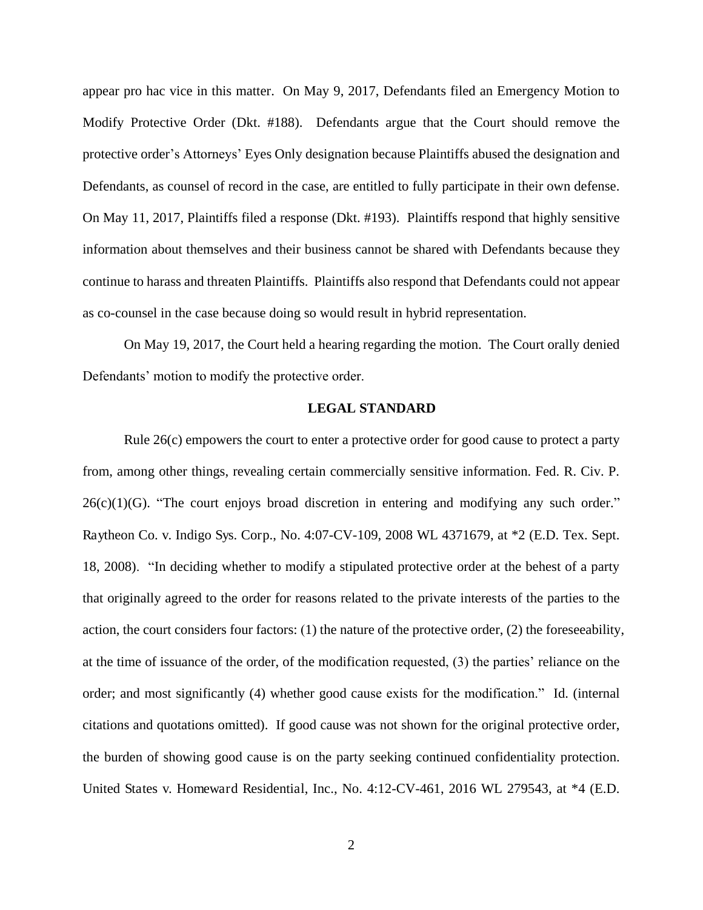appear pro hac vice in this matter. On May 9, 2017, Defendants filed an Emergency Motion to Modify Protective Order (Dkt. #188). Defendants argue that the Court should remove the protective order's Attorneys' Eyes Only designation because Plaintiffs abused the designation and Defendants, as counsel of record in the case, are entitled to fully participate in their own defense. On May 11, 2017, Plaintiffs filed a response (Dkt. #193). Plaintiffs respond that highly sensitive information about themselves and their business cannot be shared with Defendants because they continue to harass and threaten Plaintiffs. Plaintiffs also respond that Defendants could not appear as co-counsel in the case because doing so would result in hybrid representation.

On May 19, 2017, the Court held a hearing regarding the motion. The Court orally denied Defendants' motion to modify the protective order.

## LEGAL STANDARD

Rule 26(c) empowers the court to enter a protective order for good cause to protect a party from, among other things, revealing certain commercially sensitive information. Fed. R. Civ. P. 26(c)(1)(G). "The court enjoys broad discretion in entering and modifying any such order." Raytheon Co. v. Indigo Sys. Corp., No. 4:07-CV-109, 2008 WL 4371679, at *2 (E.D. Tex. Sept. 18, 2008). "In deciding whether to modify a stipulated protective order at the behest of a party that originally agreed to the order for reasons related to the private interests of the parties to the action, the court considers four factors: (1) the nature of the protective order, (2) the foreseeability, at the time of issuance of the order, of the modification requested, (3) the parties' reliance on the order; and most significantly (4) whether good cause exists for the modification." Id. (internal citations and quotations omitted). If good cause was not shown for the original protective order, the burden of showing good cause is on the party seeking continued confidentiality protection. United States v. Homeward Residential, Inc., No. 4:12-CV-461, 2016 WL 279543, at *4 (E.D.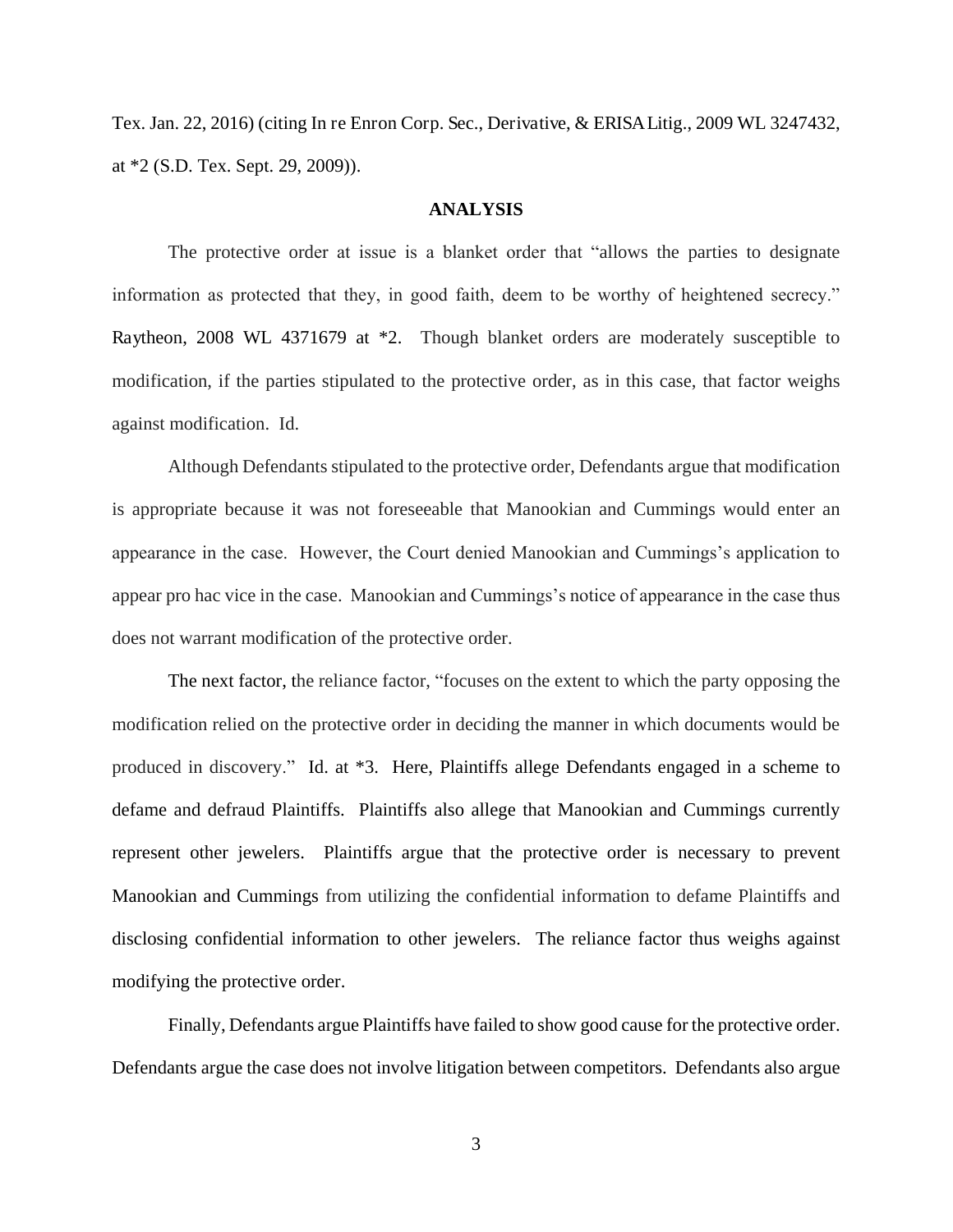Tex. Jan. 22, 2016) (citing In re Enron Corp. Sec., Derivative, & ERISA Litig., 2009 WL 3247432, at *2 (S.D. Tex. Sept. 29, 2009)).

## ANALYSIS

The protective order at issue is a blanket order that "allows the parties to designate information as protected that they, in good faith, deem to be worthy of heightened secrecy." Raytheon, 2008 WL 4371679 at *2. Though blanket orders are moderately susceptible to modification, if the parties stipulated to the protective order, as in this case, that factor weighs against modification. Id.

Although Defendants stipulated to the protective order, Defendants argue that modification is appropriate because it was not foreseeable that Manookian and Cummings would enter an appearance in the case. However, the Court denied Manookian and Cummings's application to appear pro hac vice in the case. Manookian and Cummings's notice of appearance in the case thus does not warrant modification of the protective order.

The next factor, the reliance factor, "focuses on the extent to which the party opposing the modification relied on the protective order in deciding the manner in which documents would be produced in discovery." Id. at *3. Here, Plaintiffs allege Defendants engaged in a scheme to defame and defraud Plaintiffs. Plaintiffs also allege that Manookian and Cummings currently represent other jewelers. Plaintiffs argue that the protective order is necessary to prevent Manookian and Cummings from utilizing the confidential information to defame Plaintiffs and disclosing confidential information to other jewelers. The reliance factor thus weighs against modifying the protective order.

Finally, Defendants argue Plaintiffs have failed to show good cause for the protective order. Defendants argue the case does not involve litigation between competitors. Defendants also argue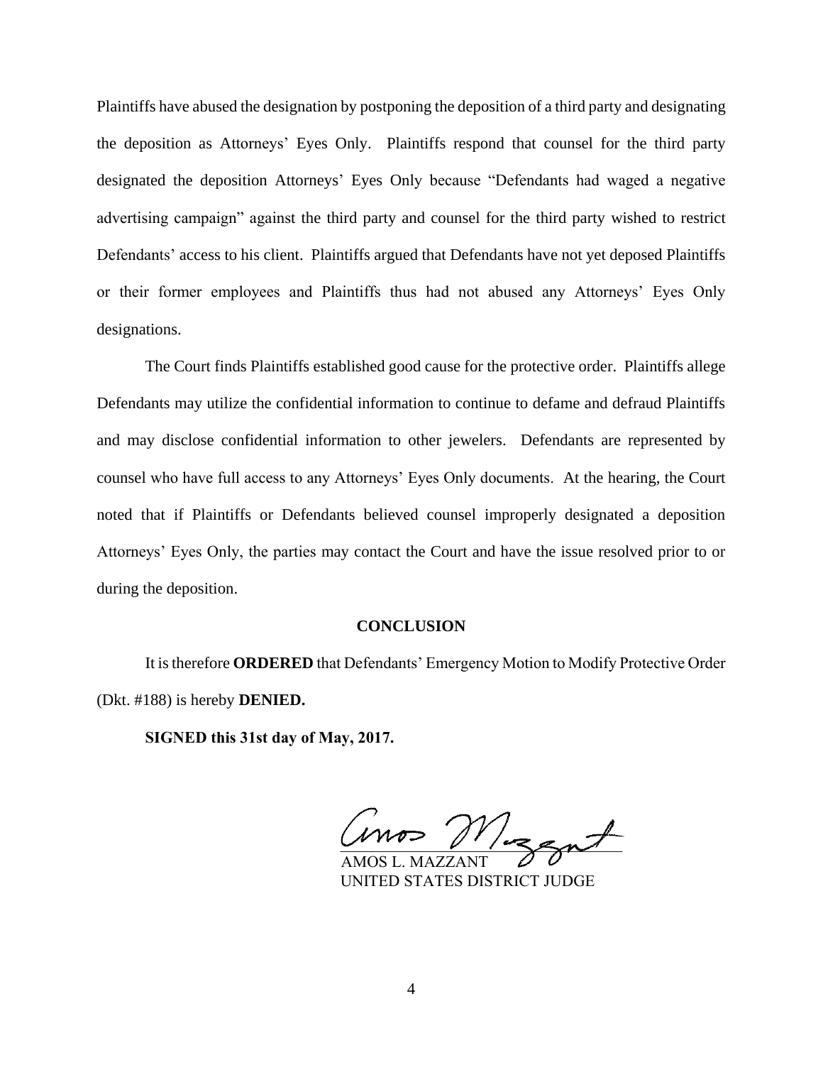Plaintiffs have abused the designation by postponing the deposition of a third party and designating the deposition as Attorneys' Eyes Only. Plaintiffs respond that counsel for the third party designated the deposition Attorneys' Eyes Only because "Defendants had waged a negative advertising campaign" against the third party and counsel for the third party wished to restrict Defendants' access to his client. Plaintiffs argued that Defendants have not yet deposed Plaintiffs or their former employees and Plaintiffs thus had not abused any Attorneys' Eyes Only designations.

The Court finds Plaintiffs established good cause for the protective order. Plaintiffs allege Defendants may utilize the confidential information to continue to defame and defraud Plaintiffs and may disclose confidential information to other jewelers. Defendants are represented by counsel who have full access to any Attorneys' Eyes Only documents. At the hearing, the Court noted that if Plaintiffs or Defendants believed counsel improperly designated a deposition Attorneys' Eyes Only, the parties may contact the Court and have the issue resolved prior to or during the deposition.

## CONCLUSION

It is therefore **ORDERED** that Defendants' Emergency Motion to Modify Protective Order (Dkt. #188) is hereby **DENIED.**

**SIGNED this 31st day of May, 2017.**

AMOS L. MAZZANT
UNITED STATES DISTRICT JUDGE